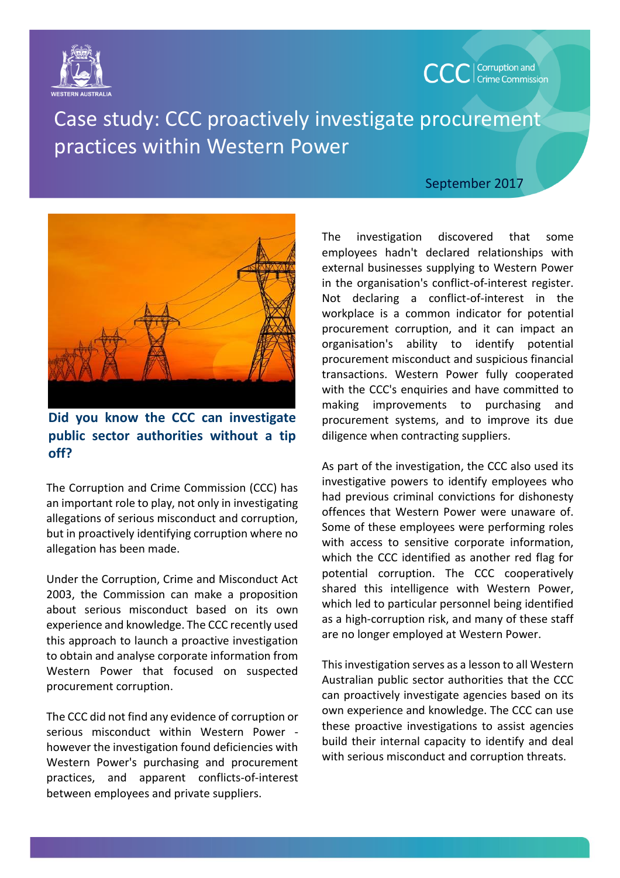# Case study: CCC proactively investigate procurement practices within Western Power

September 2017

**Did you know the CCC can investigate public sector authorities without a tip off?**

The Corruption and Crime Commission (CCC) has an important role to play, not only in investigating allegations of serious misconduct and corruption, but in proactively identifying corruption where no allegation has been made.

Under the Corruption, Crime and Misconduct Act 2003, the Commission can make a proposition about serious misconduct based on its own experience and knowledge. The CCC recently used this approach to launch a proactive investigation to obtain and analyse corporate information from Western Power that focused on suspected procurement corruption.

The CCC did not find any evidence of corruption or serious misconduct within Western Power - however the investigation found deficiencies with Western Power's purchasing and procurement practices, and apparent conflicts-of-interest between employees and private suppliers.

The investigation discovered that some employees hadn't declared relationships with external businesses supplying to Western Power in the organisation's conflict-of-interest register. Not declaring a conflict-of-interest in the workplace is a common indicator for potential procurement corruption, and it can impact an organisation's ability to identify potential procurement misconduct and suspicious financial transactions. Western Power fully cooperated with the CCC's enquiries and have committed to making improvements to purchasing and procurement systems, and to improve its due diligence when contracting suppliers.

As part of the investigation, the CCC also used its investigative powers to identify employees who had previous criminal convictions for dishonesty offences that Western Power were unaware of. Some of these employees were performing roles with access to sensitive corporate information, which the CCC identified as another red flag for potential corruption. The CCC cooperatively shared this intelligence with Western Power, which led to particular personnel being identified as a high-corruption risk, and many of these staff are no longer employed at Western Power.

This investigation serves as a lesson to all Western Australian public sector authorities that the CCC can proactively investigate agencies based on its own experience and knowledge. The CCC can use these proactive investigations to assist agencies build their internal capacity to identify and deal with serious misconduct and corruption threats.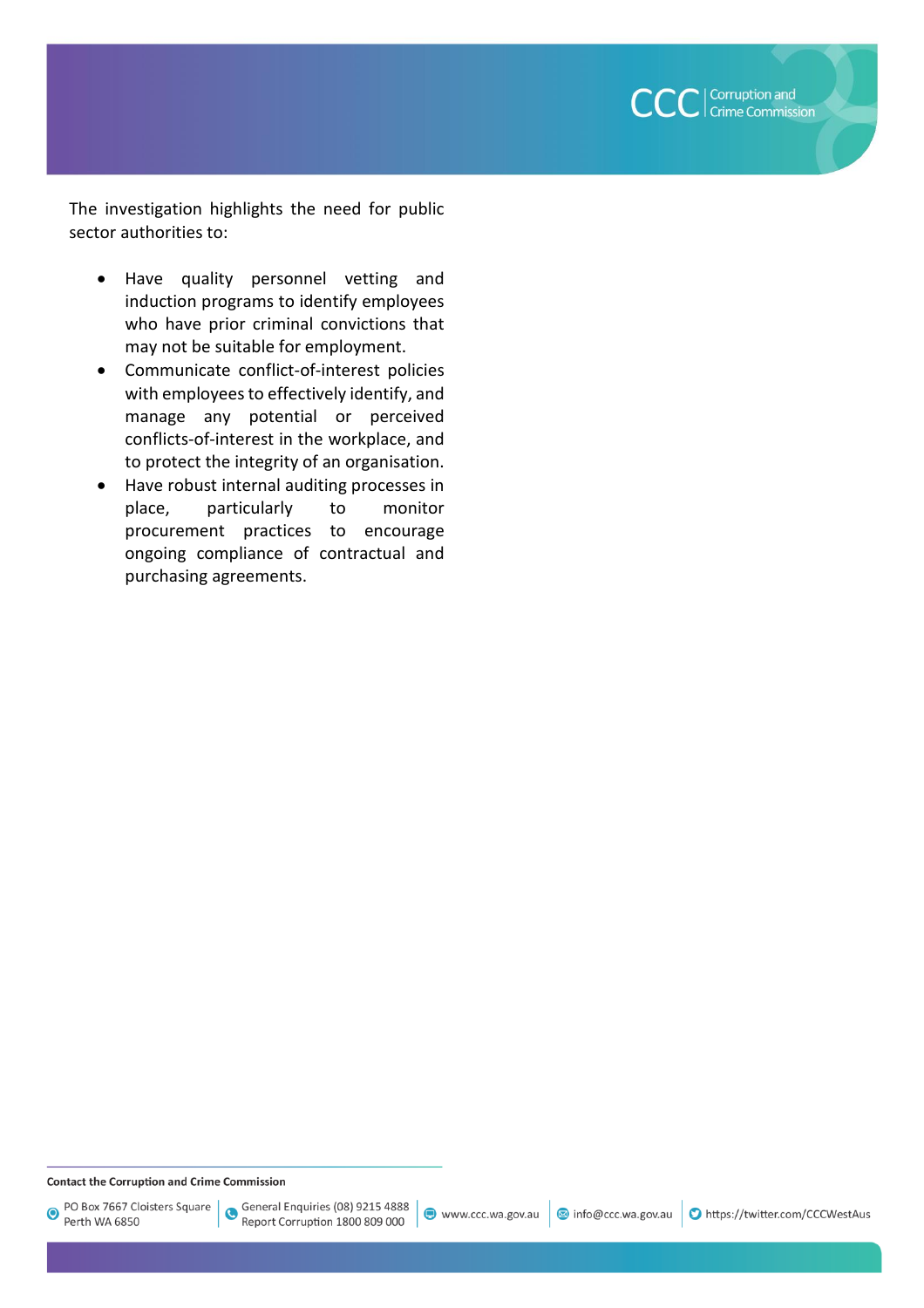The investigation highlights the need for public sector authorities to:

- Have quality personnel vetting and induction programs to identify employees who have prior criminal convictions that may not be suitable for employment.
- Communicate conflict-of-interest policies with employees to effectively identify, and manage any potential or perceived conflicts-of-interest in the workplace, and to protect the integrity of an organisation.
- Have robust internal auditing processes in place, particularly to monitor procurement practices to encourage ongoing compliance of contractual and purchasing agreements.